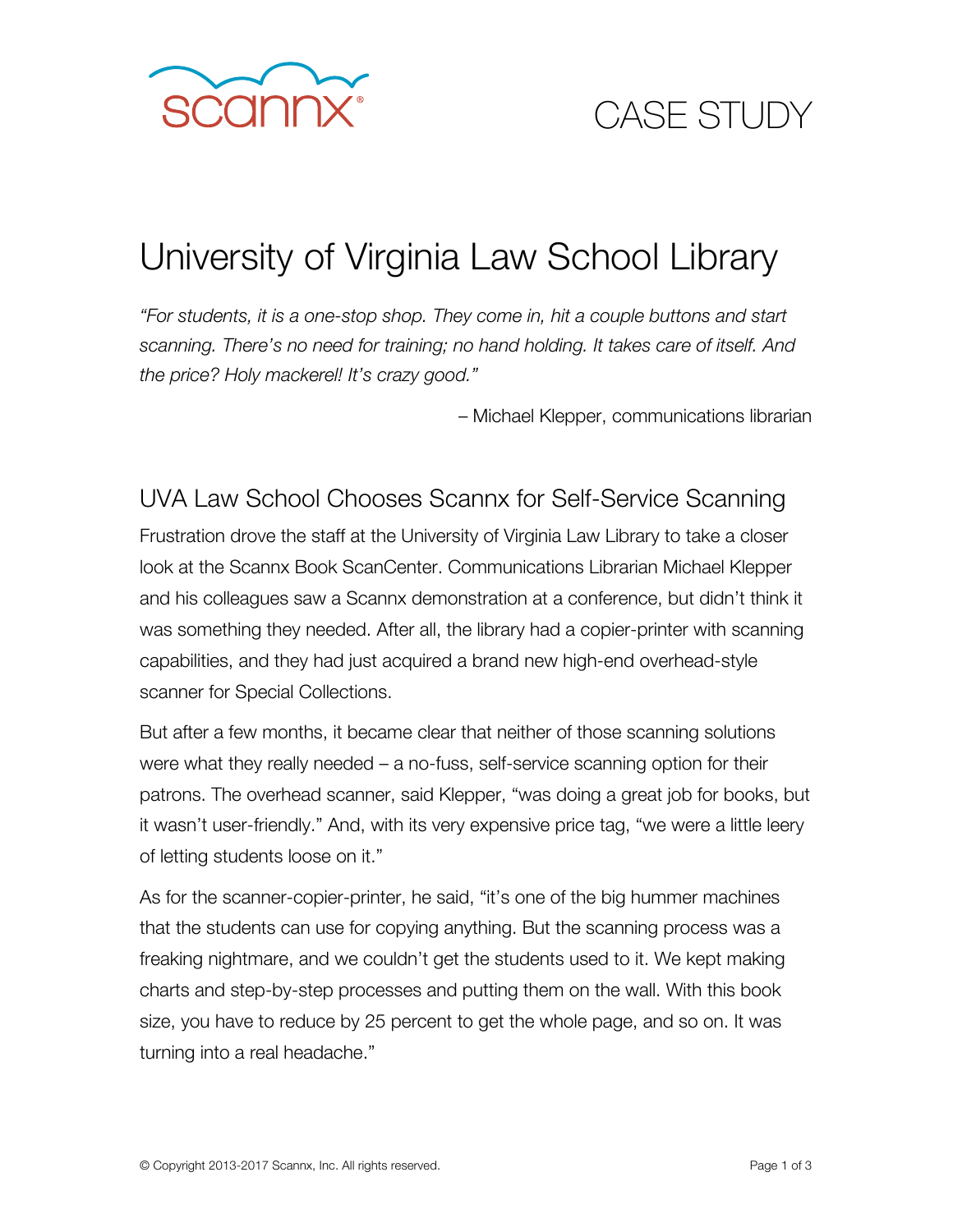scannx®

CASE STUDY

# University of Virginia Law School Library

*"For students, it is a one-stop shop. They come in, hit a couple buttons and start scanning. There's no need for training; no hand holding. It takes care of itself. And the price? Holy mackerel! It's crazy good."*

– Michael Klepper, communications librarian

## UVA Law School Chooses Scannx for Self-Service Scanning

Frustration drove the staff at the University of Virginia Law Library to take a closer look at the Scannx Book ScanCenter. Communications Librarian Michael Klepper and his colleagues saw a Scannx demonstration at a conference, but didn't think it was something they needed. After all, the library had a copier-printer with scanning capabilities, and they had just acquired a brand new high-end overhead-style scanner for Special Collections.

But after a few months, it became clear that neither of those scanning solutions were what they really needed – a no-fuss, self-service scanning option for their patrons. The overhead scanner, said Klepper, "was doing a great job for books, but it wasn't user-friendly." And, with its very expensive price tag, "we were a little leery of letting students loose on it."

As for the scanner-copier-printer, he said, "it's one of the big hummer machines that the students can use for copying anything. But the scanning process was a freaking nightmare, and we couldn't get the students used to it. We kept making charts and step-by-step processes and putting them on the wall. With this book size, you have to reduce by 25 percent to get the whole page, and so on. It was turning into a real headache."

© Copyright 2013-2017 Scannx, Inc. All rights reserved.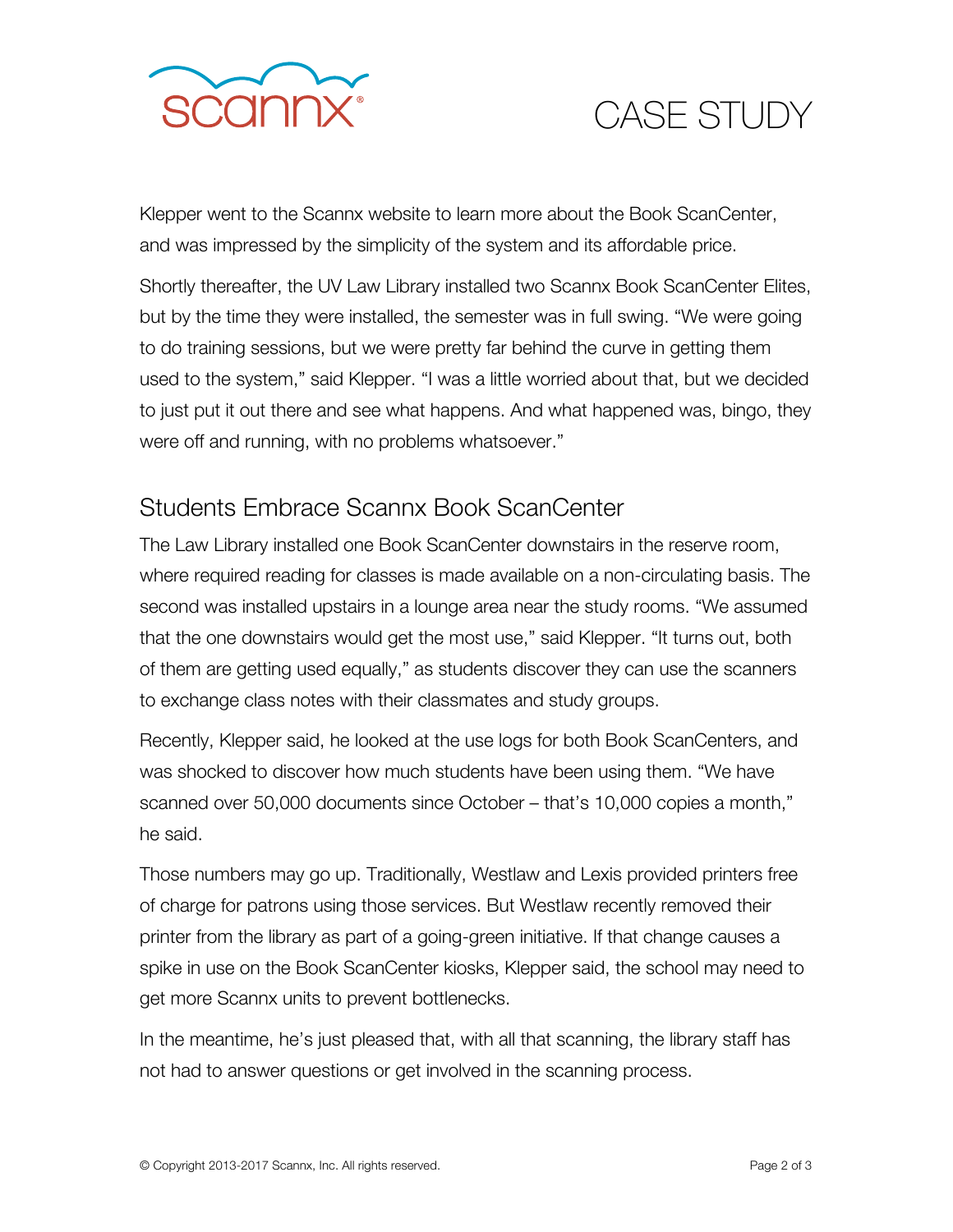Klepper went to the Scannx website to learn more about the Book ScanCenter, and was impressed by the simplicity of the system and its affordable price.

Shortly thereafter, the UV Law Library installed two Scannx Book ScanCenter Elites, but by the time they were installed, the semester was in full swing. “We were going to do training sessions, but we were pretty far behind the curve in getting them used to the system,” said Klepper. “I was a little worried about that, but we decided to just put it out there and see what happens. And what happened was, bingo, they were off and running, with no problems whatsoever.”

## Students Embrace Scannx Book ScanCenter

The Law Library installed one Book ScanCenter downstairs in the reserve room, where required reading for classes is made available on a non-circulating basis. The second was installed upstairs in a lounge area near the study rooms. “We assumed that the one downstairs would get the most use,” said Klepper. “It turns out, both of them are getting used equally,” as students discover they can use the scanners to exchange class notes with their classmates and study groups.

Recently, Klepper said, he looked at the use logs for both Book ScanCenters, and was shocked to discover how much students have been using them. “We have scanned over 50,000 documents since October – that’s 10,000 copies a month,” he said.

Those numbers may go up. Traditionally, Westlaw and Lexis provided printers free of charge for patrons using those services. But Westlaw recently removed their printer from the library as part of a going-green initiative. If that change causes a spike in use on the Book ScanCenter kiosks, Klepper said, the school may need to get more Scannx units to prevent bottlenecks.

In the meantime, he’s just pleased that, with all that scanning, the library staff has not had to answer questions or get involved in the scanning process.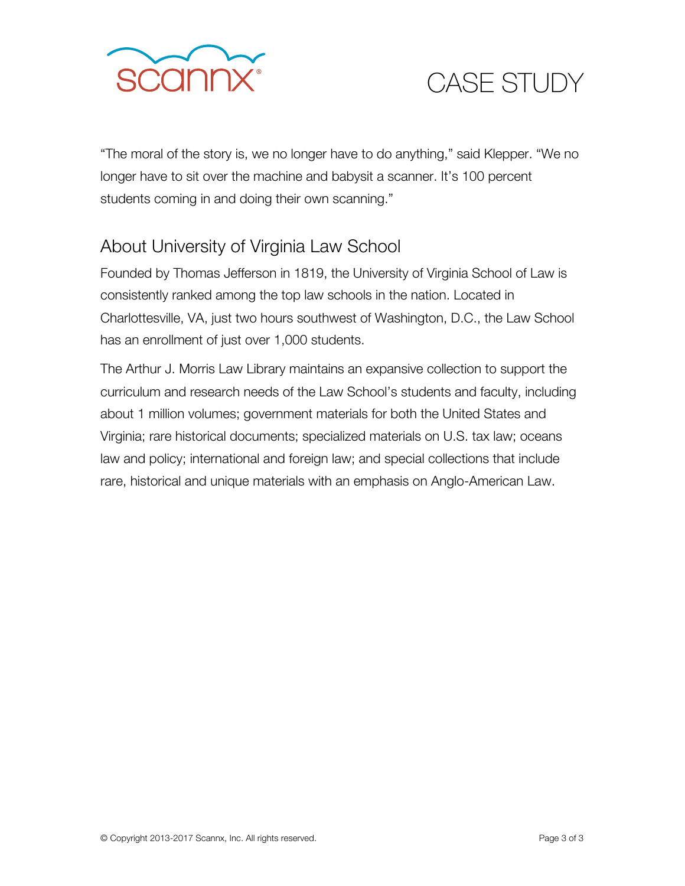"The moral of the story is, we no longer have to do anything," said Klepper. "We no longer have to sit over the machine and babysit a scanner. It's 100 percent students coming in and doing their own scanning."

## About University of Virginia Law School

Founded by Thomas Jefferson in 1819, the University of Virginia School of Law is consistently ranked among the top law schools in the nation. Located in Charlottesville, VA, just two hours southwest of Washington, D.C., the Law School has an enrollment of just over 1,000 students.

The Arthur J. Morris Law Library maintains an expansive collection to support the curriculum and research needs of the Law School's students and faculty, including about 1 million volumes; government materials for both the United States and Virginia; rare historical documents; specialized materials on U.S. tax law; oceans law and policy; international and foreign law; and special collections that include rare, historical and unique materials with an emphasis on Anglo-American Law.

© Copyright 2013-2017 Scannx, Inc. All rights reserved.